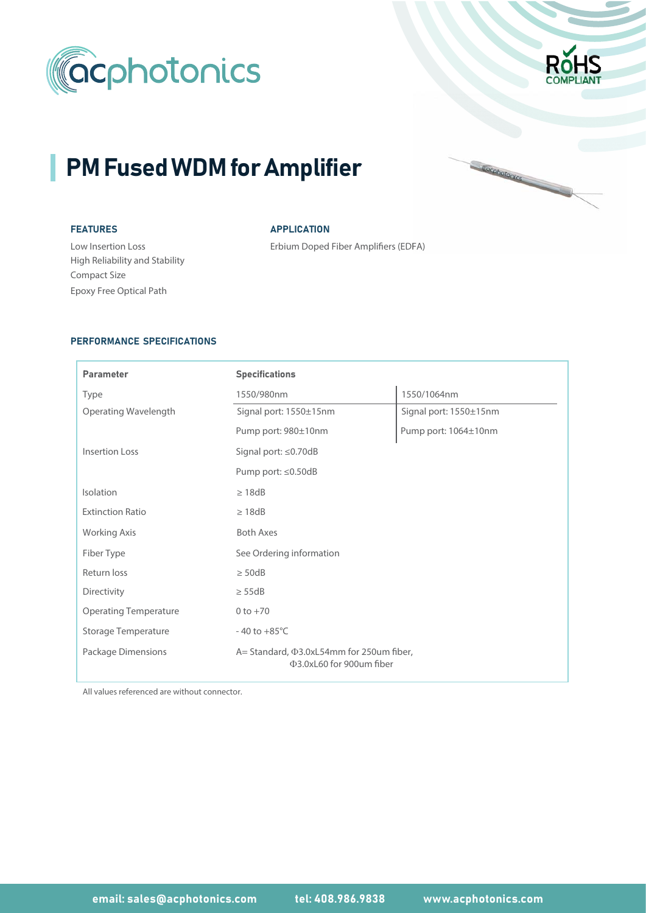# PM Fused WDM for Amplifier

### FEATURES

Low Insertion Loss
High Reliability and Stability
Compact Size
Epoxy Free Optical Path

### APPLICATION

Erbium Doped Fiber Amplifiers (EDFA)

### PERFORMANCE SPECIFICATIONS

| Parameter | Specifications | |
|---|---|---|
| Type | 1550/980nm | 1550/1064nm |
| Operating Wavelength | Signal port: 1550±15nm | Signal port: 1550±15nm |
| | Pump port: 980±10nm | Pump port: 1064±10nm |
| Insertion Loss | Signal port: ≤0.70dB | |
| | Pump port: ≤0.50dB | |
| Isolation | ≥ 18dB | |
| Extinction Ratio | ≥ 18dB | |
| Working Axis | Both Axes | |
| Fiber Type | See Ordering information | |
| Return loss | ≥ 50dB | |
| Directivity | ≥ 55dB | |
| Operating Temperature | 0 to +70 | |
| Storage Temperature | - 40 to +85°C | |
| Package Dimensions | A= Standard, Φ3.0xL54mm for 250um fiber, Φ3.0xL60 for 900um fiber | |

All values referenced are without connector.

email: sales@acphotonics.com tel: 408.986.9838 www.acphotonics.com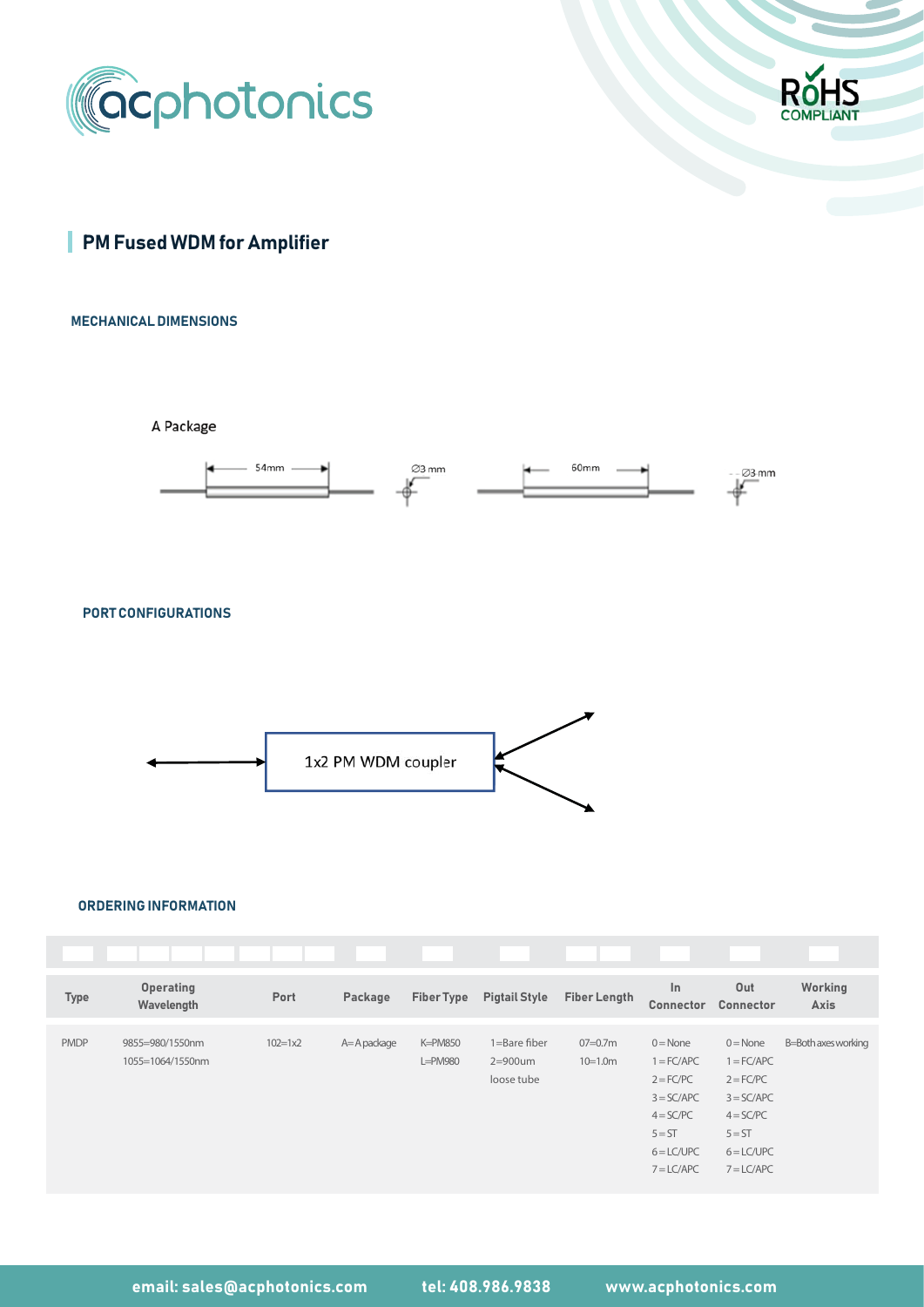## PM Fused WDM for Amplifier

### MECHANICAL DIMENSIONS

A Package

54mm

Ø3 mm

60mm

Ø3 mm

### PORT CONFIGURATIONS

1x2 PM WDM coupler

### ORDERING INFORMATION

| Type | Operating Wavelength | Port | Package | Fiber Type | Pigtail Style | Fiber Length | In Connector | Out Connector | Working Axis |
|---|---|---|---|---|---|---|---|---|---|
| PMDP | 9855=980/1550nm<br>1055=1064/1550nm | 102=1x2 | A=A package | K=PM850<br>L=PM980 | 1=Bare fiber<br>2=900um loose tube | 07=0.7m<br>10=1.0m | 0=None<br>1=FC/APC<br>2=FC/PC<br>3=SC/APC<br>4=SC/PC<br>5=ST<br>6=LC/UPC<br>7=LC/APC | 0=None<br>1=FC/APC<br>2=FC/PC<br>3=SC/APC<br>4=SC/PC<br>5=ST<br>6=LC/UPC<br>7=LC/APC | B=Both axes working |

email: sales@acphotonics.com tel: 408.986.9838 www.acphotonics.com